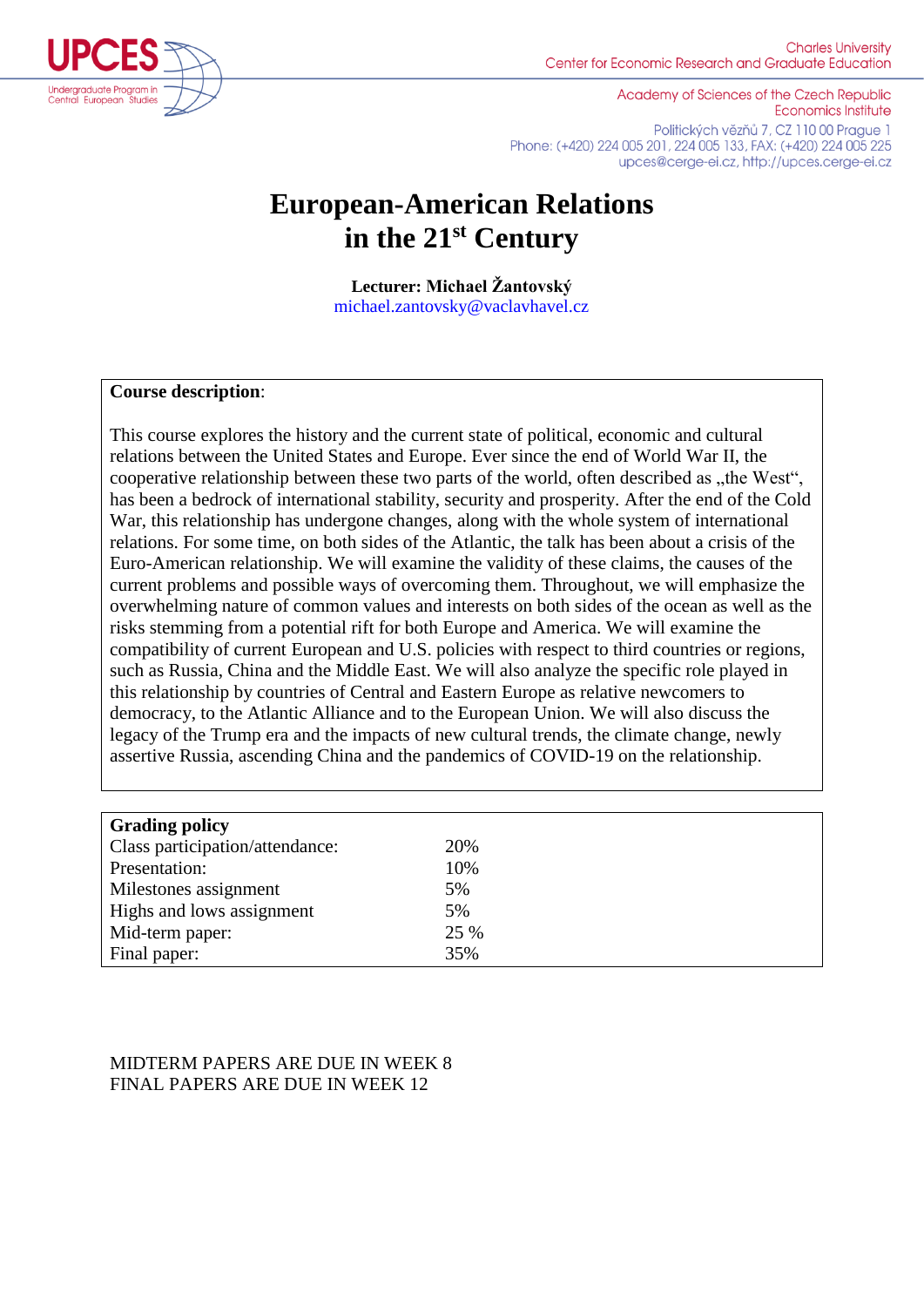UPCES
Undergraduate Program in Central European Studies

Charles University
Center for Economic Research and Graduate Education

Academy of Sciences of the Czech Republic
Economics Institute

Politických vězňů 7, CZ 110 00 Prague 1
Phone: (+420) 224 005 201, 224 005 133, FAX: (+420) 224 005 225
upces@cerge-ei.cz, http://upces.cerge-ei.cz

# European-American Relations in the 21st Century

**Lecturer: Michael Žantovský**
michael.zantovsky@vaclavhavel.cz

**Course description**:

This course explores the history and the current state of political, economic and cultural relations between the United States and Europe. Ever since the end of World War II, the cooperative relationship between these two parts of the world, often described as „the West", has been a bedrock of international stability, security and prosperity. After the end of the Cold War, this relationship has undergone changes, along with the whole system of international relations. For some time, on both sides of the Atlantic, the talk has been about a crisis of the Euro-American relationship. We will examine the validity of these claims, the causes of the current problems and possible ways of overcoming them. Throughout, we will emphasize the overwhelming nature of common values and interests on both sides of the ocean as well as the risks stemming from a potential rift for both Europe and America. We will examine the compatibility of current European and U.S. policies with respect to third countries or regions, such as Russia, China and the Middle East. We will also analyze the specific role played in this relationship by countries of Central and Eastern Europe as relative newcomers to democracy, to the Atlantic Alliance and to the European Union. We will also discuss the legacy of the Trump era and the impacts of new cultural trends, the climate change, newly assertive Russia, ascending China and the pandemics of COVID-19 on the relationship.

| **Grading policy** | |
|---|---|
| Class participation/attendance: | 20% |
| Presentation: | 10% |
| Milestones assignment | 5% |
| Highs and lows assignment | 5% |
| Mid-term paper: | 25 % |
| Final paper: | 35% |

MIDTERM PAPERS ARE DUE IN WEEK 8
FINAL PAPERS ARE DUE IN WEEK 12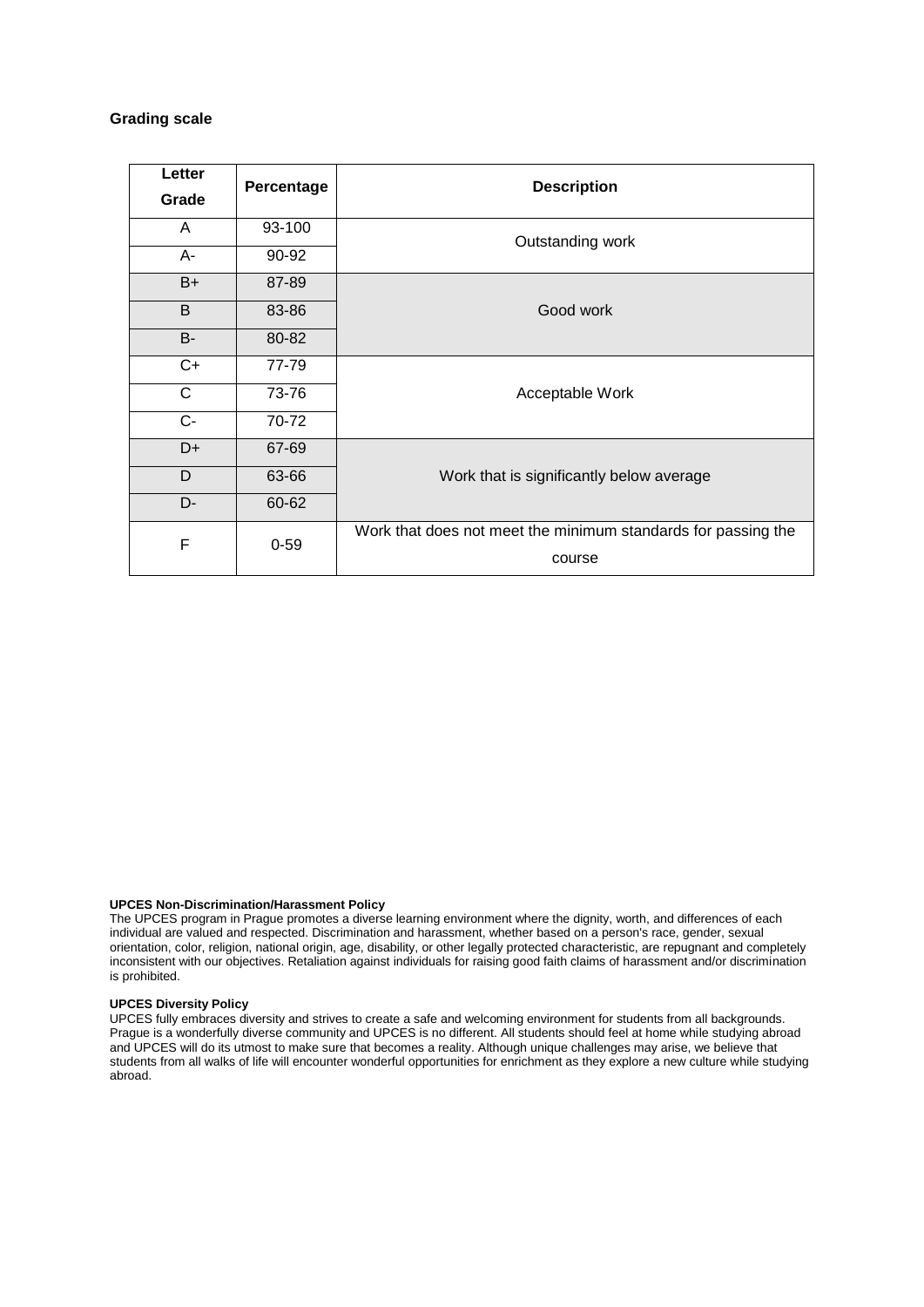**Grading scale**

| Letter Grade | Percentage | Description |
|---|---|---|
| A | 93-100 | Outstanding work |
| A- | 90-92 | |
| B+ | 87-89 | Good work |
| B | 83-86 | |
| B- | 80-82 | |
| C+ | 77-79 | Acceptable Work |
| C | 73-76 | |
| C- | 70-72 | |
| D+ | 67-69 | Work that is significantly below average |
| D | 63-66 | |
| D- | 60-62 | |
| F | 0-59 | Work that does not meet the minimum standards for passing the course |

**UPCES Non-Discrimination/Harassment Policy**

The UPCES program in Prague promotes a diverse learning environment where the dignity, worth, and differences of each individual are valued and respected. Discrimination and harassment, whether based on a person's race, gender, sexual orientation, color, religion, national origin, age, disability, or other legally protected characteristic, are repugnant and completely inconsistent with our objectives. Retaliation against individuals for raising good faith claims of harassment and/or discrimination is prohibited.

**UPCES Diversity Policy**

UPCES fully embraces diversity and strives to create a safe and welcoming environment for students from all backgrounds. Prague is a wonderfully diverse community and UPCES is no different. All students should feel at home while studying abroad and UPCES will do its utmost to make sure that becomes a reality. Although unique challenges may arise, we believe that students from all walks of life will encounter wonderful opportunities for enrichment as they explore a new culture while studying abroad.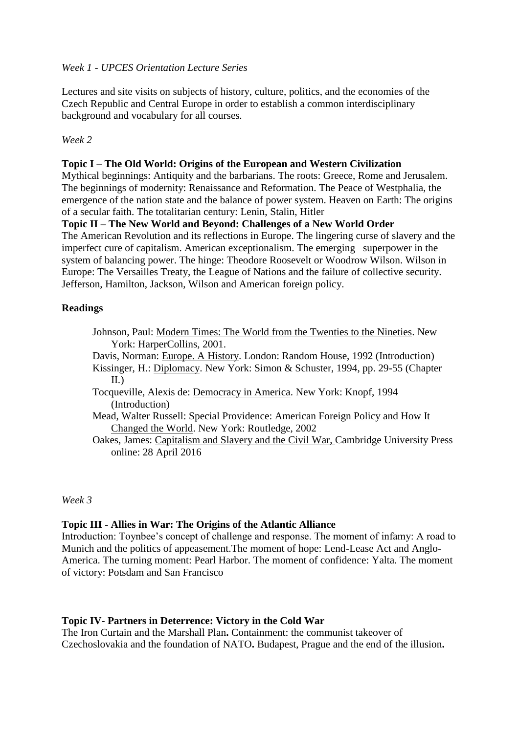*Week 1 - UPCES Orientation Lecture Series*

Lectures and site visits on subjects of history, culture, politics, and the economies of the Czech Republic and Central Europe in order to establish a common interdisciplinary background and vocabulary for all courses.

*Week 2*

**Topic I – The Old World: Origins of the European and Western Civilization**

Mythical beginnings: Antiquity and the barbarians. The roots: Greece, Rome and Jerusalem. The beginnings of modernity: Renaissance and Reformation. The Peace of Westphalia, the emergence of the nation state and the balance of power system. Heaven on Earth: The origins of a secular faith. The totalitarian century: Lenin, Stalin, Hitler

**Topic II – The New World and Beyond: Challenges of a New World Order**

The American Revolution and its reflections in Europe. The lingering curse of slavery and the imperfect cure of capitalism. American exceptionalism. The emerging superpower in the system of balancing power. The hinge: Theodore Roosevelt or Woodrow Wilson. Wilson in Europe: The Versailles Treaty, the League of Nations and the failure of collective security. Jefferson, Hamilton, Jackson, Wilson and American foreign policy.

**Readings**

Johnson, Paul: Modern Times: The World from the Twenties to the Nineties. New York: HarperCollins, 2001.

Davis, Norman: Europe. A History. London: Random House, 1992 (Introduction)

Kissinger, H.: Diplomacy. New York: Simon & Schuster, 1994, pp. 29-55 (Chapter II.)

Tocqueville, Alexis de: Democracy in America. New York: Knopf, 1994 (Introduction)

Mead, Walter Russell: Special Providence: American Foreign Policy and How It Changed the World. New York: Routledge, 2002

Oakes, James: Capitalism and Slavery and the Civil War, Cambridge University Press online: 28 April 2016

*Week 3*

**Topic III - Allies in War: The Origins of the Atlantic Alliance**

Introduction: Toynbee's concept of challenge and response. The moment of infamy: A road to Munich and the politics of appeasement.The moment of hope: Lend-Lease Act and Anglo-America. The turning moment: Pearl Harbor. The moment of confidence: Yalta. The moment of victory: Potsdam and San Francisco

**Topic IV- Partners in Deterrence: Victory in the Cold War**

The Iron Curtain and the Marshall Plan**.** Containment: the communist takeover of Czechoslovakia and the foundation of NATO**.** Budapest, Prague and the end of the illusion**.**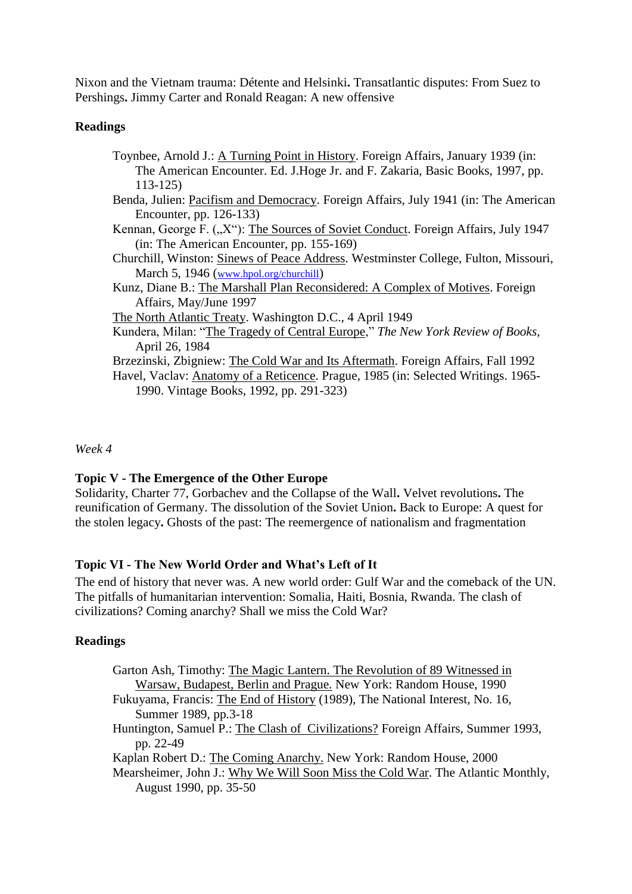Nixon and the Vietnam trauma: Détente and Helsinki**.** Transatlantic disputes: From Suez to Pershings**.** Jimmy Carter and Ronald Reagan: A new offensive

**Readings**

- Toynbee, Arnold J.: A Turning Point in History. Foreign Affairs, January 1939 (in: The American Encounter. Ed. J.Hoge Jr. and F. Zakaria, Basic Books, 1997, pp. 113-125)
- Benda, Julien: Pacifism and Democracy. Foreign Affairs, July 1941 (in: The American Encounter, pp. 126-133)
- Kennan, George F. („X"): The Sources of Soviet Conduct. Foreign Affairs, July 1947 (in: The American Encounter, pp. 155-169)
- Churchill, Winston: Sinews of Peace Address. Westminster College, Fulton, Missouri, March 5, 1946 (www.hpol.org/churchill)
- Kunz, Diane B.: The Marshall Plan Reconsidered: A Complex of Motives. Foreign Affairs, May/June 1997
- The North Atlantic Treaty. Washington D.C., 4 April 1949
- Kundera, Milan: "The Tragedy of Central Europe," *The New York Review of Books*, April 26, 1984
- Brzezinski, Zbigniew: The Cold War and Its Aftermath. Foreign Affairs, Fall 1992
- Havel, Vaclav: Anatomy of a Reticence. Prague, 1985 (in: Selected Writings. 1965-1990. Vintage Books, 1992, pp. 291-323)

*Week 4*

**Topic V - The Emergence of the Other Europe**

Solidarity, Charter 77, Gorbachev and the Collapse of the Wall**.** Velvet revolutions**.** The reunification of Germany. The dissolution of the Soviet Union**.** Back to Europe: A quest for the stolen legacy**.** Ghosts of the past: The reemergence of nationalism and fragmentation

**Topic VI - The New World Order and What's Left of It**

The end of history that never was. A new world order: Gulf War and the comeback of the UN. The pitfalls of humanitarian intervention: Somalia, Haiti, Bosnia, Rwanda. The clash of civilizations? Coming anarchy? Shall we miss the Cold War?

**Readings**

- Garton Ash, Timothy: The Magic Lantern. The Revolution of 89 Witnessed in Warsaw, Budapest, Berlin and Prague. New York: Random House, 1990
- Fukuyama, Francis: The End of History (1989), The National Interest, No. 16, Summer 1989, pp.3-18
- Huntington, Samuel P.: The Clash of Civilizations? Foreign Affairs, Summer 1993, pp. 22-49
- Kaplan Robert D.: The Coming Anarchy. New York: Random House, 2000
- Mearsheimer, John J.: Why We Will Soon Miss the Cold War. The Atlantic Monthly, August 1990, pp. 35-50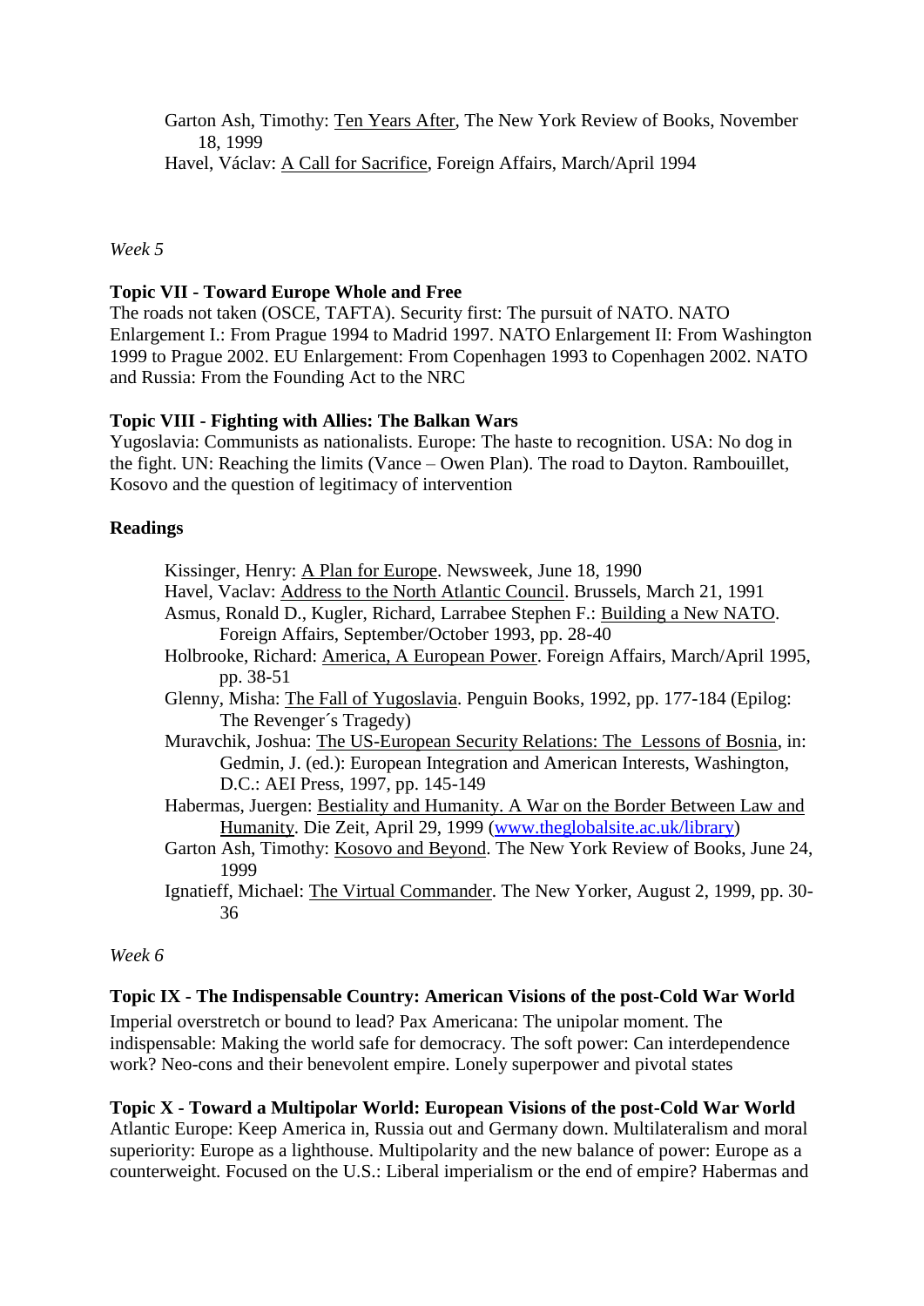Garton Ash, Timothy: Ten Years After, The New York Review of Books, November 18, 1999

Havel, Václav: A Call for Sacrifice, Foreign Affairs, March/April 1994

*Week 5*

**Topic VII - Toward Europe Whole and Free**

The roads not taken (OSCE, TAFTA). Security first: The pursuit of NATO. NATO Enlargement I.: From Prague 1994 to Madrid 1997. NATO Enlargement II: From Washington 1999 to Prague 2002. EU Enlargement: From Copenhagen 1993 to Copenhagen 2002. NATO and Russia: From the Founding Act to the NRC

**Topic VIII - Fighting with Allies: The Balkan Wars**

Yugoslavia: Communists as nationalists. Europe: The haste to recognition. USA: No dog in the fight. UN: Reaching the limits (Vance – Owen Plan). The road to Dayton. Rambouillet, Kosovo and the question of legitimacy of intervention

**Readings**

Kissinger, Henry: A Plan for Europe. Newsweek, June 18, 1990

Havel, Vaclav: Address to the North Atlantic Council. Brussels, March 21, 1991

Asmus, Ronald D., Kugler, Richard, Larrabee Stephen F.: Building a New NATO. Foreign Affairs, September/October 1993, pp. 28-40

Holbrooke, Richard: America, A European Power. Foreign Affairs, March/April 1995, pp. 38-51

Glenny, Misha: The Fall of Yugoslavia. Penguin Books, 1992, pp. 177-184 (Epilog: The Revenger´s Tragedy)

Muravchik, Joshua: The US-European Security Relations: The Lessons of Bosnia, in: Gedmin, J. (ed.): European Integration and American Interests, Washington, D.C.: AEI Press, 1997, pp. 145-149

Habermas, Juergen: Bestiality and Humanity. A War on the Border Between Law and Humanity. Die Zeit, April 29, 1999 (www.theglobalsite.ac.uk/library)

Garton Ash, Timothy: Kosovo and Beyond. The New York Review of Books, June 24, 1999

Ignatieff, Michael: The Virtual Commander. The New Yorker, August 2, 1999, pp. 30-36

*Week 6*

**Topic IX - The Indispensable Country: American Visions of the post-Cold War World**

Imperial overstretch or bound to lead? Pax Americana: The unipolar moment. The indispensable: Making the world safe for democracy. The soft power: Can interdependence work? Neo-cons and their benevolent empire. Lonely superpower and pivotal states

**Topic X - Toward a Multipolar World: European Visions of the post-Cold War World**

Atlantic Europe: Keep America in, Russia out and Germany down. Multilateralism and moral superiority: Europe as a lighthouse. Multipolarity and the new balance of power: Europe as a counterweight. Focused on the U.S.: Liberal imperialism or the end of empire? Habermas and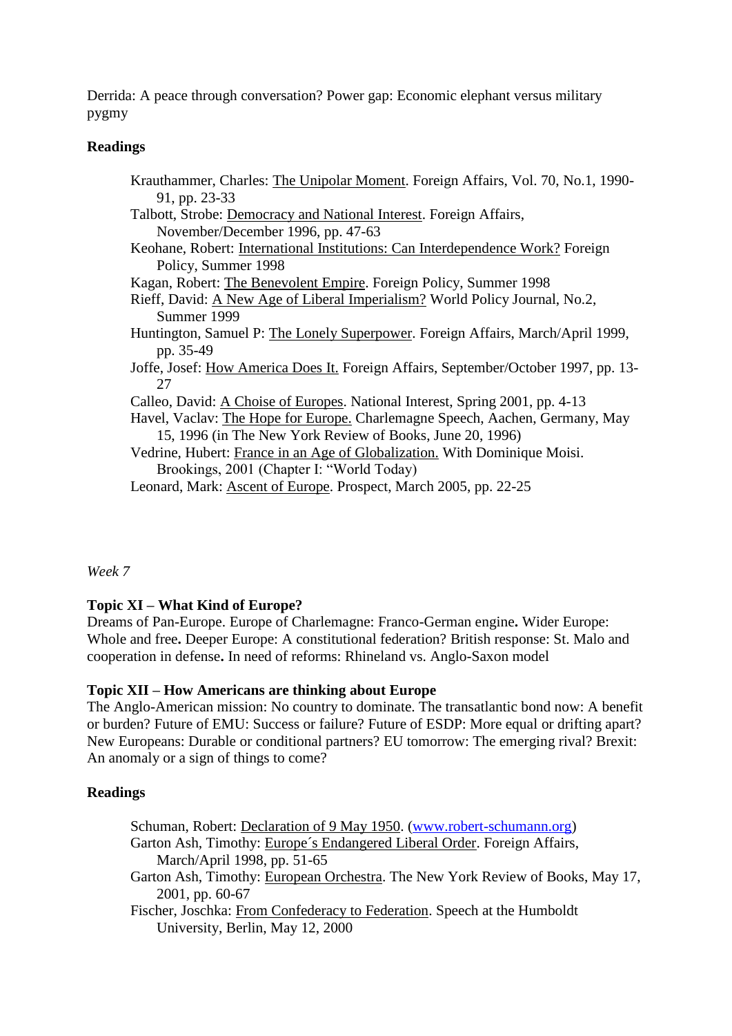Derrida: A peace through conversation? Power gap: Economic elephant versus military pygmy

**Readings**

- Krauthammer, Charles: The Unipolar Moment. Foreign Affairs, Vol. 70, No.1, 1990-91, pp. 23-33
- Talbott, Strobe: Democracy and National Interest. Foreign Affairs, November/December 1996, pp. 47-63
- Keohane, Robert: International Institutions: Can Interdependence Work? Foreign Policy, Summer 1998
- Kagan, Robert: The Benevolent Empire. Foreign Policy, Summer 1998
- Rieff, David: A New Age of Liberal Imperialism? World Policy Journal, No.2, Summer 1999
- Huntington, Samuel P: The Lonely Superpower. Foreign Affairs, March/April 1999, pp. 35-49
- Joffe, Josef: How America Does It. Foreign Affairs, September/October 1997, pp. 13-27
- Calleo, David: A Choise of Europes. National Interest, Spring 2001, pp. 4-13
- Havel, Vaclav: The Hope for Europe. Charlemagne Speech, Aachen, Germany, May 15, 1996 (in The New York Review of Books, June 20, 1996)
- Vedrine, Hubert: France in an Age of Globalization. With Dominique Moisi. Brookings, 2001 (Chapter I: "World Today)
- Leonard, Mark: Ascent of Europe. Prospect, March 2005, pp. 22-25

*Week 7*

**Topic XI – What Kind of Europe?**
Dreams of Pan-Europe. Europe of Charlemagne: Franco-German engine**.** Wider Europe: Whole and free**.** Deeper Europe: A constitutional federation? British response: St. Malo and cooperation in defense**.** In need of reforms: Rhineland vs. Anglo-Saxon model

**Topic XII – How Americans are thinking about Europe**
The Anglo-American mission: No country to dominate. The transatlantic bond now: A benefit or burden? Future of EMU: Success or failure? Future of ESDP: More equal or drifting apart? New Europeans: Durable or conditional partners? EU tomorrow: The emerging rival? Brexit: An anomaly or a sign of things to come?

**Readings**

- Schuman, Robert: Declaration of 9 May 1950. (www.robert-schumann.org)
- Garton Ash, Timothy: Europe´s Endangered Liberal Order. Foreign Affairs, March/April 1998, pp. 51-65
- Garton Ash, Timothy: European Orchestra. The New York Review of Books, May 17, 2001, pp. 60-67
- Fischer, Joschka: From Confederacy to Federation. Speech at the Humboldt University, Berlin, May 12, 2000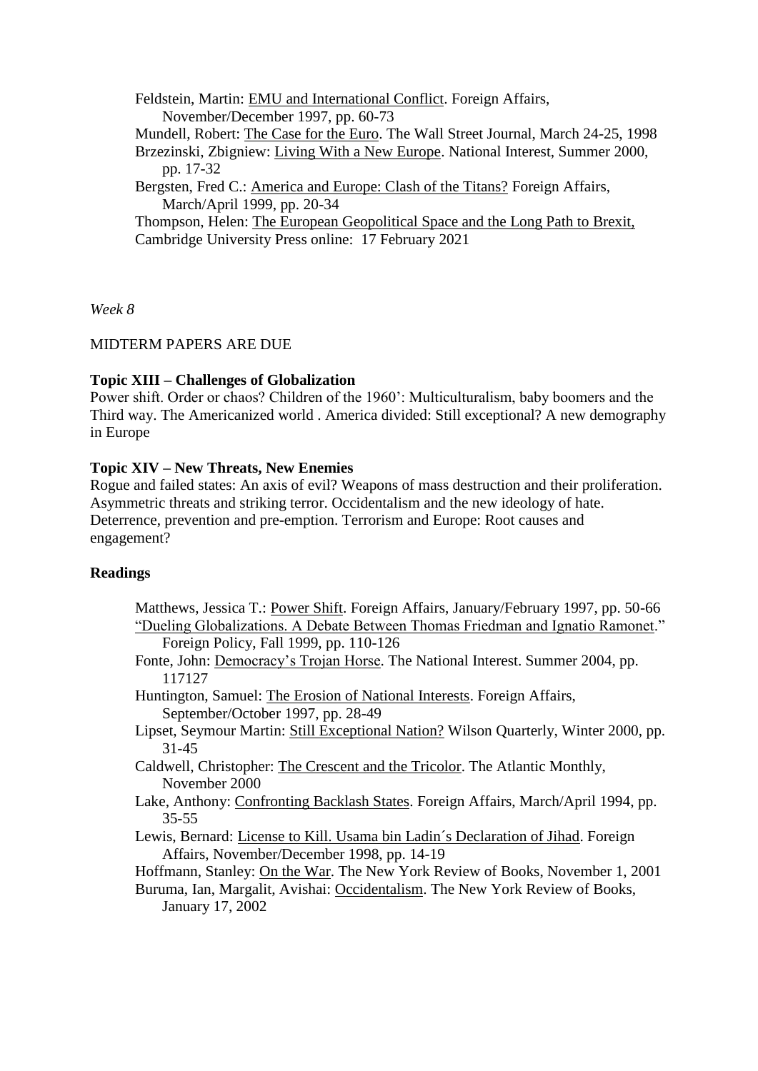Feldstein, Martin: EMU and International Conflict. Foreign Affairs, November/December 1997, pp. 60-73

Mundell, Robert: The Case for the Euro. The Wall Street Journal, March 24-25, 1998

Brzezinski, Zbigniew: Living With a New Europe. National Interest, Summer 2000, pp. 17-32

Bergsten, Fred C.: America and Europe: Clash of the Titans? Foreign Affairs, March/April 1999, pp. 20-34

Thompson, Helen: The European Geopolitical Space and the Long Path to Brexit, Cambridge University Press online: 17 February 2021

*Week 8*

MIDTERM PAPERS ARE DUE

**Topic XIII – Challenges of Globalization**

Power shift. Order or chaos? Children of the 1960': Multiculturalism, baby boomers and the Third way. The Americanized world . America divided: Still exceptional? A new demography in Europe

**Topic XIV – New Threats, New Enemies**

Rogue and failed states: An axis of evil? Weapons of mass destruction and their proliferation. Asymmetric threats and striking terror. Occidentalism and the new ideology of hate. Deterrence, prevention and pre-emption. Terrorism and Europe: Root causes and engagement?

**Readings**

Matthews, Jessica T.: Power Shift. Foreign Affairs, January/February 1997, pp. 50-66

"Dueling Globalizations. A Debate Between Thomas Friedman and Ignatio Ramonet." Foreign Policy, Fall 1999, pp. 110-126

Fonte, John: Democracy's Trojan Horse. The National Interest. Summer 2004, pp. 117127

Huntington, Samuel: The Erosion of National Interests. Foreign Affairs, September/October 1997, pp. 28-49

Lipset, Seymour Martin: Still Exceptional Nation? Wilson Quarterly, Winter 2000, pp. 31-45

Caldwell, Christopher: The Crescent and the Tricolor. The Atlantic Monthly, November 2000

Lake, Anthony: Confronting Backlash States. Foreign Affairs, March/April 1994, pp. 35-55

Lewis, Bernard: License to Kill. Usama bin Ladin´s Declaration of Jihad. Foreign Affairs, November/December 1998, pp. 14-19

Hoffmann, Stanley: On the War. The New York Review of Books, November 1, 2001

Buruma, Ian, Margalit, Avishai: Occidentalism. The New York Review of Books, January 17, 2002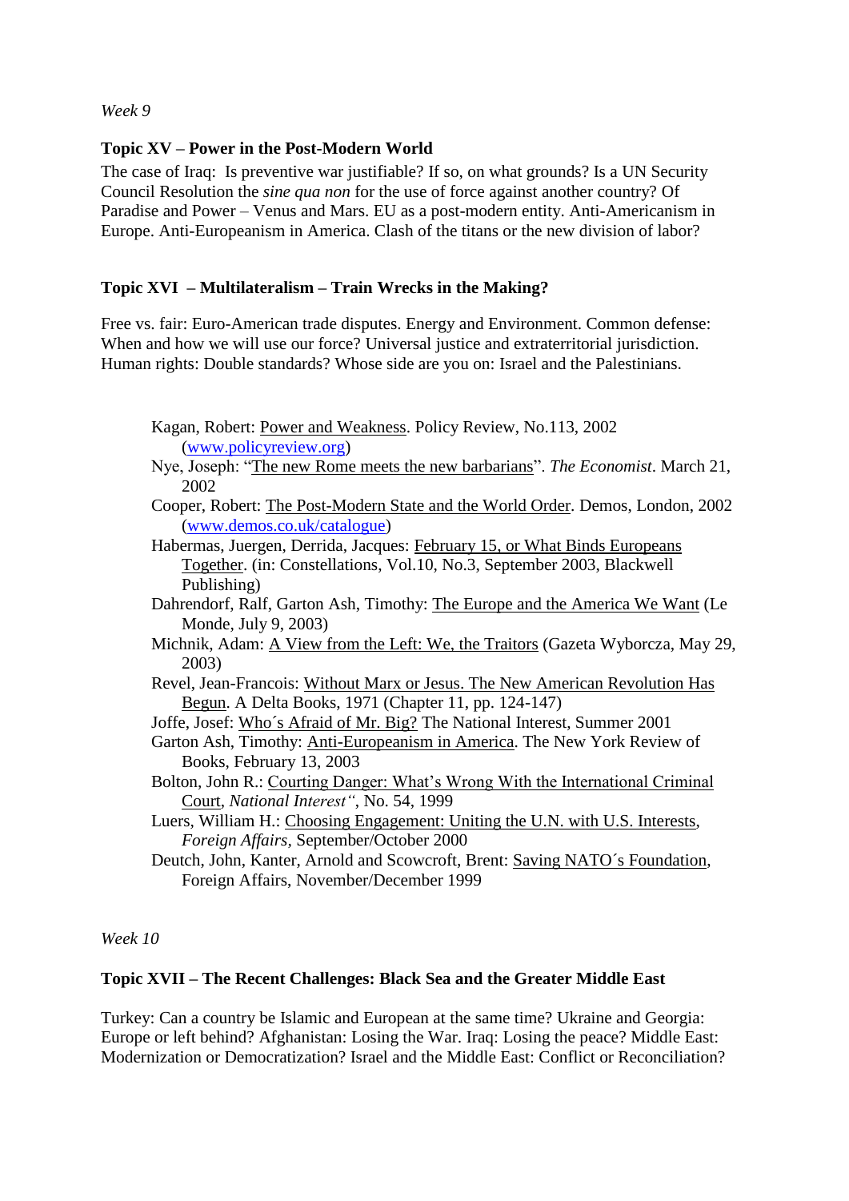*Week 9*

**Topic XV – Power in the Post-Modern World**

The case of Iraq: Is preventive war justifiable? If so, on what grounds? Is a UN Security Council Resolution the *sine qua non* for the use of force against another country? Of Paradise and Power – Venus and Mars. EU as a post-modern entity. Anti-Americanism in Europe. Anti-Europeanism in America. Clash of the titans or the new division of labor?

**Topic XVI – Multilateralism – Train Wrecks in the Making?**

Free vs. fair: Euro-American trade disputes. Energy and Environment. Common defense: When and how we will use our force? Universal justice and extraterritorial jurisdiction. Human rights: Double standards? Whose side are you on: Israel and the Palestinians.

- Kagan, Robert: Power and Weakness. Policy Review, No.113, 2002 (www.policyreview.org)
- Nye, Joseph: "The new Rome meets the new barbarians". *The Economist*. March 21, 2002
- Cooper, Robert: The Post-Modern State and the World Order. Demos, London, 2002 (www.demos.co.uk/catalogue)
- Habermas, Juergen, Derrida, Jacques: February 15, or What Binds Europeans Together. (in: Constellations, Vol.10, No.3, September 2003, Blackwell Publishing)
- Dahrendorf, Ralf, Garton Ash, Timothy: The Europe and the America We Want (Le Monde, July 9, 2003)
- Michnik, Adam: A View from the Left: We, the Traitors (Gazeta Wyborcza, May 29, 2003)
- Revel, Jean-Francois: Without Marx or Jesus. The New American Revolution Has Begun. A Delta Books, 1971 (Chapter 11, pp. 124-147)
- Joffe, Josef: Who´s Afraid of Mr. Big? The National Interest, Summer 2001
- Garton Ash, Timothy: Anti-Europeanism in America. The New York Review of Books, February 13, 2003
- Bolton, John R.: Courting Danger: What's Wrong With the International Criminal Court, *National Interest"*, No. 54, 1999
- Luers, William H.: Choosing Engagement: Uniting the U.N. with U.S. Interests, *Foreign Affairs*, September/October 2000
- Deutch, John, Kanter, Arnold and Scowcroft, Brent: Saving NATO´s Foundation, Foreign Affairs, November/December 1999

*Week 10*

**Topic XVII – The Recent Challenges: Black Sea and the Greater Middle East**

Turkey: Can a country be Islamic and European at the same time? Ukraine and Georgia: Europe or left behind? Afghanistan: Losing the War. Iraq: Losing the peace? Middle East: Modernization or Democratization? Israel and the Middle East: Conflict or Reconciliation?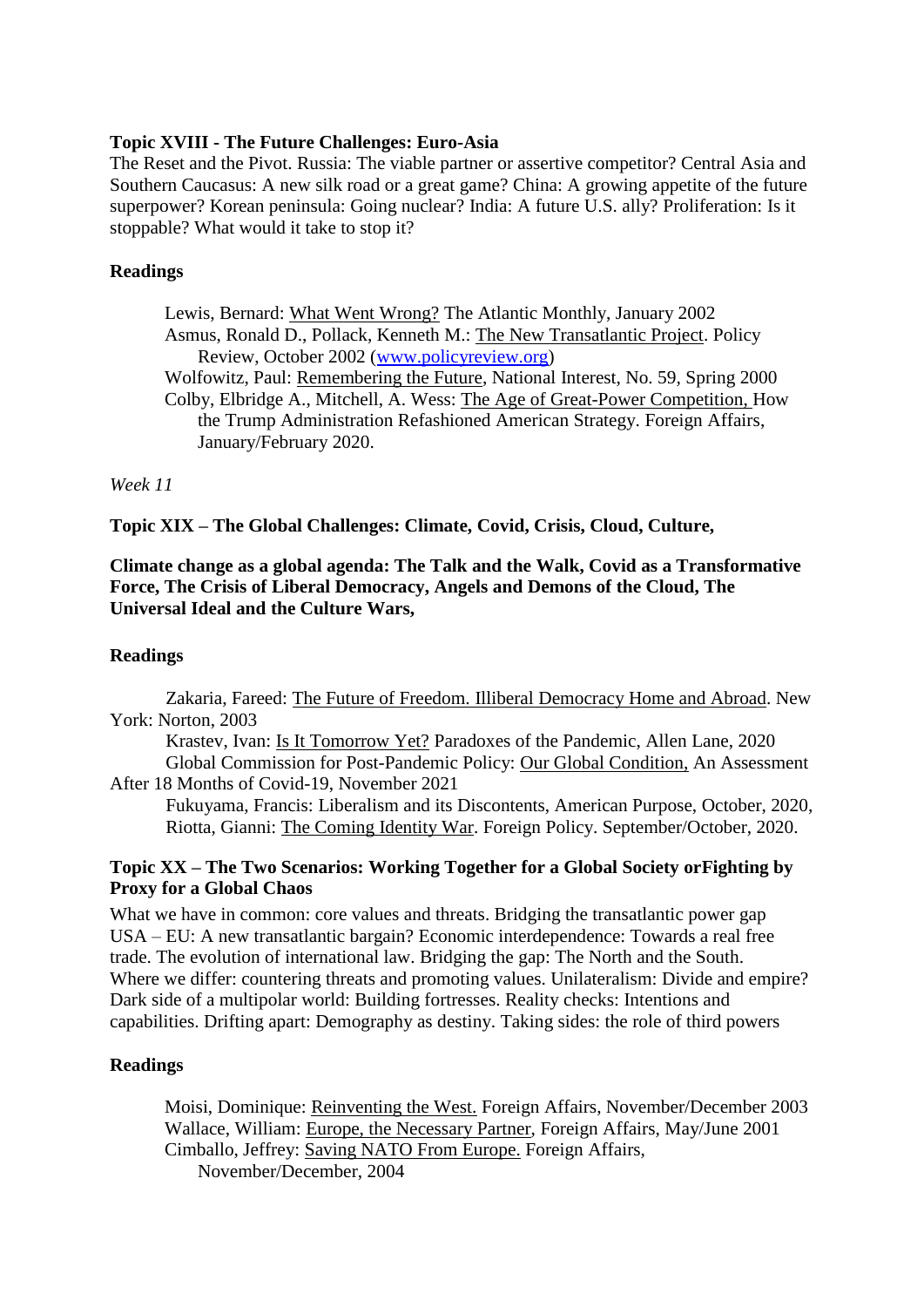**Topic XVIII - The Future Challenges: Euro-Asia**

The Reset and the Pivot. Russia: The viable partner or assertive competitor? Central Asia and Southern Caucasus: A new silk road or a great game? China: A growing appetite of the future superpower? Korean peninsula: Going nuclear? India: A future U.S. ally? Proliferation: Is it stoppable? What would it take to stop it?

**Readings**

Lewis, Bernard: What Went Wrong? The Atlantic Monthly, January 2002
Asmus, Ronald D., Pollack, Kenneth M.: The New Transatlantic Project. Policy Review, October 2002 (www.policyreview.org)
Wolfowitz, Paul: Remembering the Future, National Interest, No. 59, Spring 2000
Colby, Elbridge A., Mitchell, A. Wess: The Age of Great-Power Competition, How the Trump Administration Refashioned American Strategy. Foreign Affairs, January/February 2020.

*Week 11*

**Topic XIX – The Global Challenges: Climate, Covid, Crisis, Cloud, Culture,**

**Climate change as a global agenda: The Talk and the Walk, Covid as a Transformative Force, The Crisis of Liberal Democracy, Angels and Demons of the Cloud, The Universal Ideal and the Culture Wars,**

**Readings**

Zakaria, Fareed: The Future of Freedom. Illiberal Democracy Home and Abroad. New York: Norton, 2003
Krastev, Ivan: Is It Tomorrow Yet? Paradoxes of the Pandemic, Allen Lane, 2020
Global Commission for Post-Pandemic Policy: Our Global Condition, An Assessment After 18 Months of Covid-19, November 2021
Fukuyama, Francis: Liberalism and its Discontents, American Purpose, October, 2020,
Riotta, Gianni: The Coming Identity War. Foreign Policy. September/October, 2020.

**Topic XX – The Two Scenarios: Working Together for a Global Society orFighting by Proxy for a Global Chaos**

What we have in common: core values and threats. Bridging the transatlantic power gap USA – EU: A new transatlantic bargain? Economic interdependence: Towards a real free trade. The evolution of international law. Bridging the gap: The North and the South. Where we differ: countering threats and promoting values. Unilateralism: Divide and empire? Dark side of a multipolar world: Building fortresses. Reality checks: Intentions and capabilities. Drifting apart: Demography as destiny. Taking sides: the role of third powers

**Readings**

Moisi, Dominique: Reinventing the West. Foreign Affairs, November/December 2003
Wallace, William: Europe, the Necessary Partner, Foreign Affairs, May/June 2001
Cimballo, Jeffrey: Saving NATO From Europe. Foreign Affairs, November/December, 2004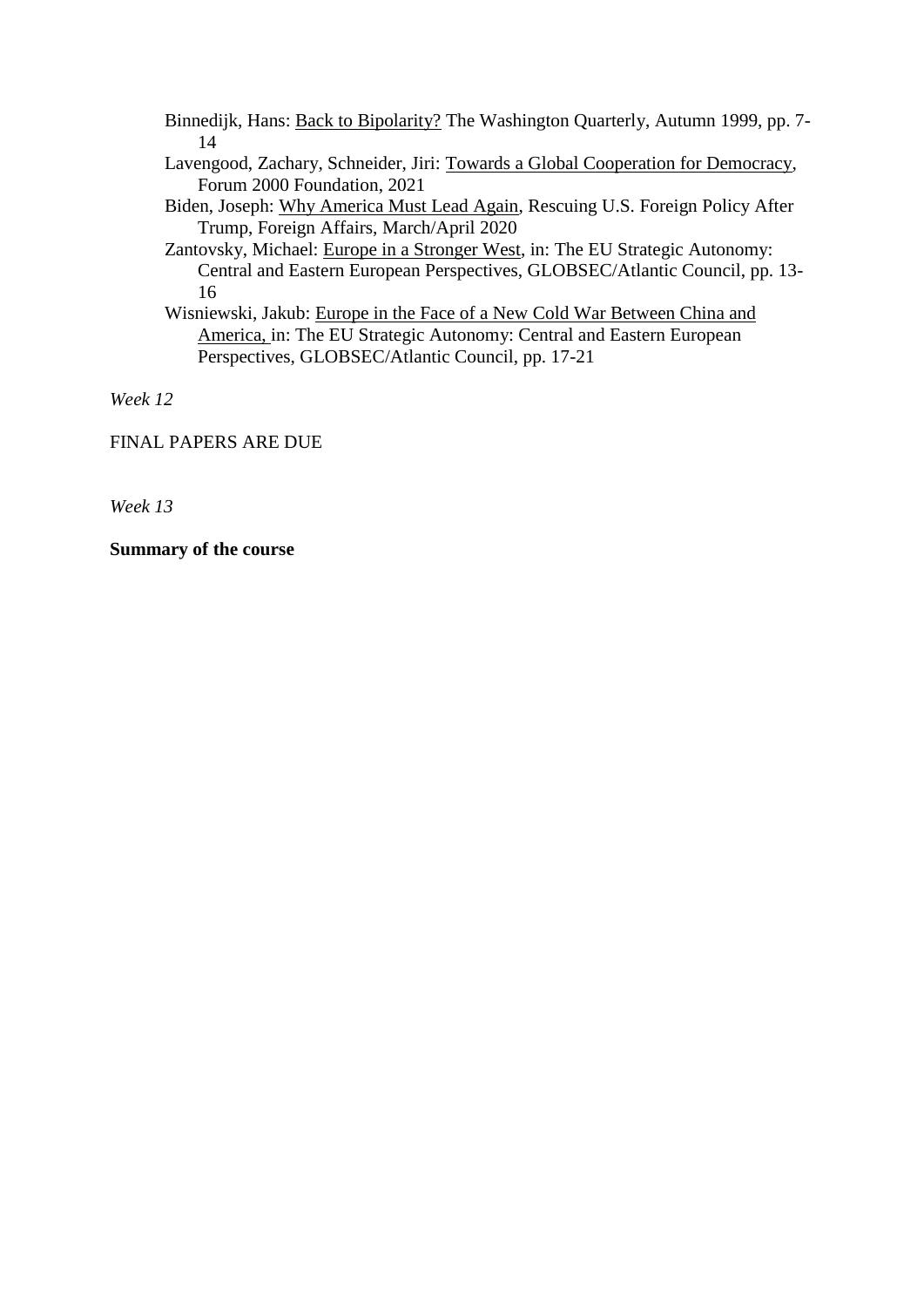Binnedijk, Hans: Back to Bipolarity? The Washington Quarterly, Autumn 1999, pp. 7-14

Lavengood, Zachary, Schneider, Jiri: Towards a Global Cooperation for Democracy, Forum 2000 Foundation, 2021

Biden, Joseph: Why America Must Lead Again, Rescuing U.S. Foreign Policy After Trump, Foreign Affairs, March/April 2020

Zantovsky, Michael: Europe in a Stronger West, in: The EU Strategic Autonomy: Central and Eastern European Perspectives, GLOBSEC/Atlantic Council, pp. 13-16

Wisniewski, Jakub: Europe in the Face of a New Cold War Between China and America, in: The EU Strategic Autonomy: Central and Eastern European Perspectives, GLOBSEC/Atlantic Council, pp. 17-21

*Week 12*

FINAL PAPERS ARE DUE

*Week 13*

**Summary of the course**